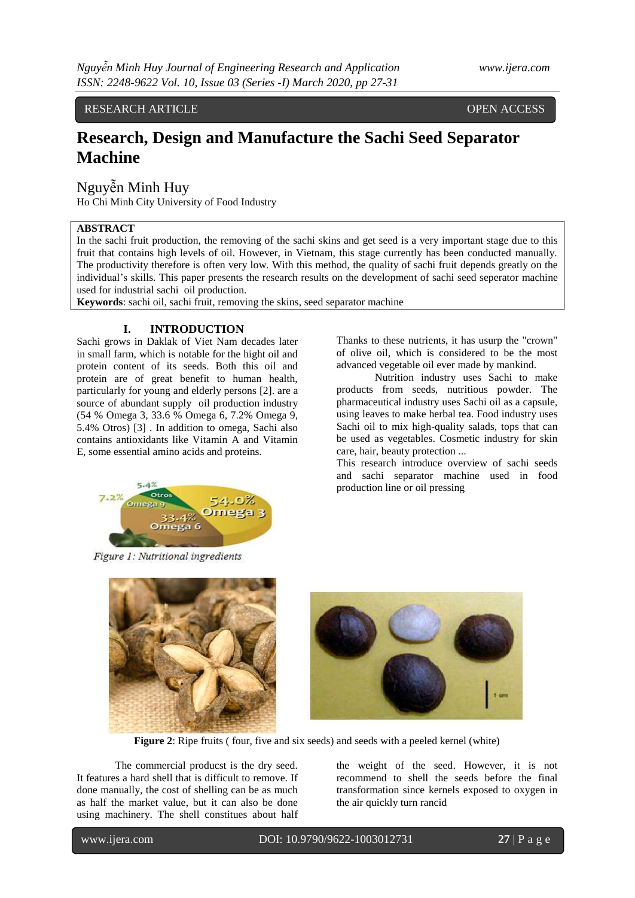RESEARCH ARTICLE OPEN ACCESS

# Research, Design and Manufacture the Sachi Seed Separator Machine

Nguyễn Minh Huy

Ho Chi Minh City University of Food Industry

**ABSTRACT**

In the sachi fruit production, the removing of the sachi skins and get seed is a very important stage due to this fruit that contains high levels of oil. However, in Vietnam, this stage currently has been conducted manually. The productivity therefore is often very low. With this method, the quality of sachi fruit depends greatly on the individual's skills. This paper presents the research results on the development of sachi seed seperator machine used for industrial sachi oil production.

**Keywords**: sachi oil, sachi fruit, removing the skins, seed separator machine

## I. INTRODUCTION

Sachi grows in Daklak of Viet Nam decades later in small farm, which is notable for the hight oil and protein content of its seeds. Both this oil and protein are of great benefit to human health, particularly for young and elderly persons [2]. are a source of abundant supply oil production industry (54 % Omega 3, 33.6 % Omega 6, 7.2% Omega 9, 5.4% Otros) [3] . In addition to omega, Sachi also contains antioxidants like Vitamin A and Vitamin E, some essential amino acids and proteins.

*Figure 1: Nutritional ingredients*

Thanks to these nutrients, it has usurp the "crown" of olive oil, which is considered to be the most advanced vegetable oil ever made by mankind.

Nutrition industry uses Sachi to make products from seeds, nutritious powder. The pharmaceutical industry uses Sachi oil as a capsule, using leaves to make herbal tea. Food industry uses Sachi oil to mix high-quality salads, tops that can be used as vegetables. Cosmetic industry for skin care, hair, beauty protection ...

This research introduce overview of sachi seeds and sachi separator machine used in food production line or oil pressing

**Figure 2**: Ripe fruits ( four, five and six seeds) and seeds with a peeled kernel (white)

The commercial producst is the dry seed. It features a hard shell that is difficult to remove. If done manually, the cost of shelling can be as much as half the market value, but it can also be done using machinery. The shell constitues about half the weight of the seed. However, it is not recommend to shell the seeds before the final transformation since kernels exposed to oxygen in the air quickly turn rancid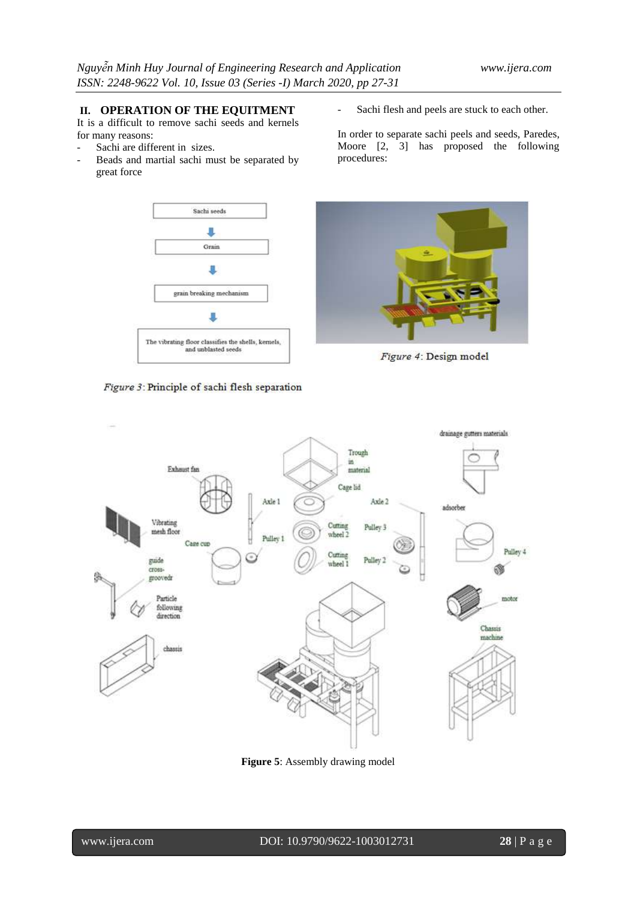## II. OPERATION OF THE EQUITMENT

It is a difficult to remove sachi seeds and kernels for many reasons:

- Sachi are different in sizes.
- Beads and martial sachi must be separated by great force
- Sachi flesh and peels are stuck to each other.

In order to separate sachi peels and seeds, Paredes, Moore [2, 3] has proposed the following procedures:

Sachi seeds → Grain → grain breaking mechanism → The vibrating floor classifies the shells, kernels, and unblasted seeds

*Figure 3*: Principle of sachi flesh separation

*Figure 4*: Design model

**Figure 5**: Assembly drawing model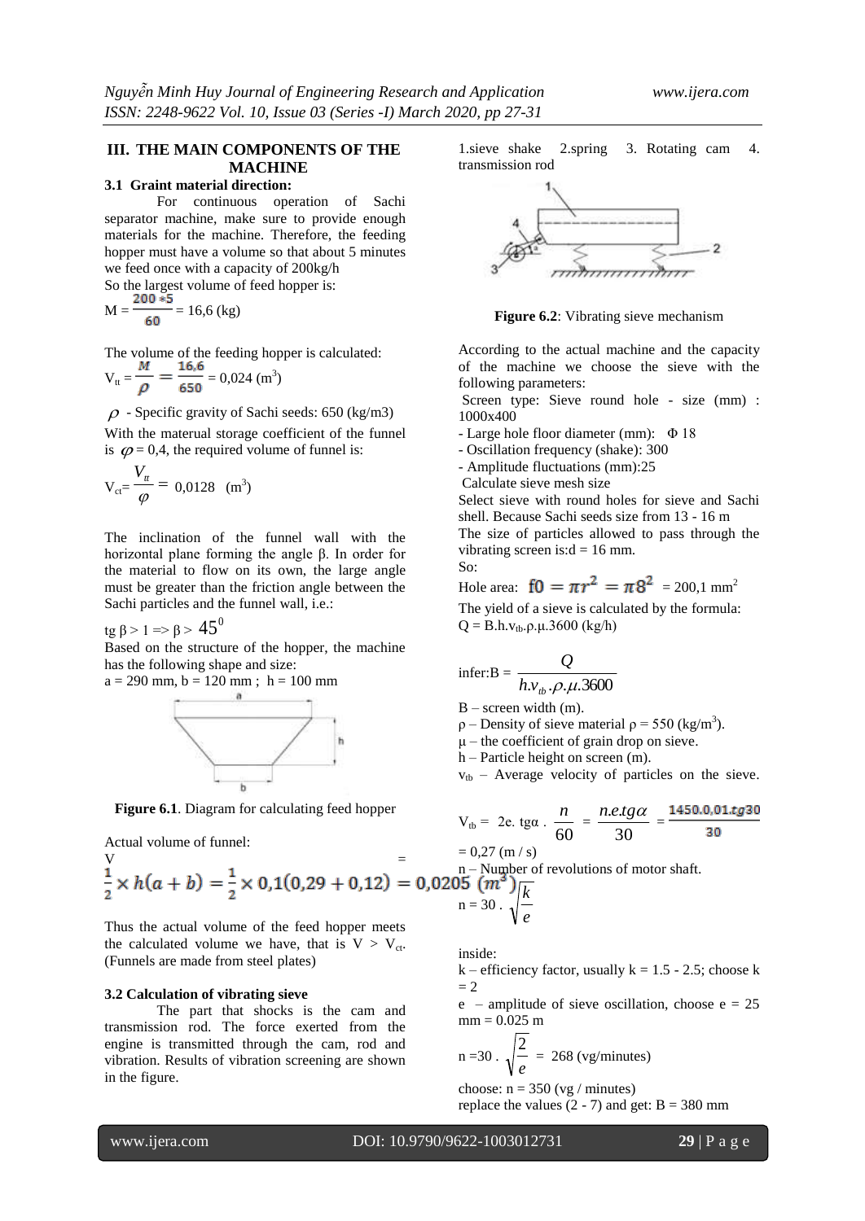## III. THE MAIN COMPONENTS OF THE MACHINE

### 3.1 Graint material direction:

For continuous operation of Sachi separator machine, make sure to provide enough materials for the machine. Therefore, the feeding hopper must have a volume so that about 5 minutes we feed once with a capacity of 200kg/h

So the largest volume of feed hopper is:

$$M = \frac{200 * 5}{60} = 16,6 \text{ (kg)}$$

The volume of the feeding hopper is calculated:

$$V_{tt} = \frac{M}{\rho} = \frac{16,6}{650} = 0,024 \text{ (m}^3\text{)}$$

$\rho$ - Specific gravity of Sachi seeds: 650 (kg/m3)

With the materual storage coefficient of the funnel is $\varphi = 0,4$, the required volume of funnel is:

$$V_{ct} = \frac{V_{tt}}{\varphi} = 0,0128 \text{ (m}^3\text{)}$$

The inclination of the funnel wall with the horizontal plane forming the angle β. In order for the material to flow on its own, the large angle must be greater than the friction angle between the Sachi particles and the funnel wall, i.e.:

$$\text{tg } \beta > 1 \Rightarrow \beta > 45^0$$

Based on the structure of the hopper, the machine has the following shape and size:

a = 290 mm, b = 120 mm ; h = 100 mm

**Figure 6.1**. Diagram for calculating feed hopper

Actual volume of funnel:

$$V = \frac{1}{2} \times h(a+b) = \frac{1}{2} \times 0,1(0,29 + 0,12) = 0,0205 \text{ (m}^3\text{)}$$

Thus the actual volume of the feed hopper meets the calculated volume we have, that is $V > V_{ct}$. (Funnels are made from steel plates)

### 3.2 Calculation of vibrating sieve

The part that shocks is the cam and transmission rod. The force exerted from the engine is transmitted through the cam, rod and vibration. Results of vibration screening are shown in the figure.

1.sieve shake 2.spring 3. Rotating cam 4. transmission rod

**Figure 6.2**: Vibrating sieve mechanism

According to the actual machine and the capacity of the machine we choose the sieve with the following parameters:

Screen type: Sieve round hole - size (mm) : 1000x400

- Large hole floor diameter (mm): Φ 18
- Oscillation frequency (shake): 300
- Amplitude fluctuations (mm):25

Calculate sieve mesh size

Select sieve with round holes for sieve and Sachi shell. Because Sachi seeds size from 13 - 16 m

The size of particles allowed to pass through the vibrating screen is:d = 16 mm.

So:

Hole area: $f0 = \pi r^2 = \pi 8^2 = 200,1 \text{ mm}^2$

The yield of a sieve is calculated by the formula:

$$Q = B.h.v_{tb}.\rho.\mu.3600 \text{ (kg/h)}$$

$$\text{infer: } B = \frac{Q}{h.v_{tb}.\rho.\mu.3600}$$

B – screen width (m).

ρ – Density of sieve material ρ = 550 (kg/m$^3$).

μ – the coefficient of grain drop on sieve.

h – Particle height on screen (m).

$v_{tb}$ – Average velocity of particles on the sieve.

$$V_{tb} = 2e.\ tg\alpha\ .\ \frac{n}{60} = \frac{n.e.tg\alpha}{30} = \frac{1450.0,01.tg30}{30}$$

$= 0,27$ (m / s)

n – Number of revolutions of motor shaft.

$$n = 30\ .\ \sqrt{\frac{k}{e}}$$

inside:

k – efficiency factor, usually k = 1.5 - 2.5; choose k = 2

e – amplitude of sieve oscillation, choose e = 25 mm = 0.025 m

$$n = 30\ .\ \sqrt{\frac{2}{e}} = 268 \text{ (vg/minutes)}$$

choose: n = 350 (vg / minutes)

replace the values (2 - 7) and get: B = 380 mm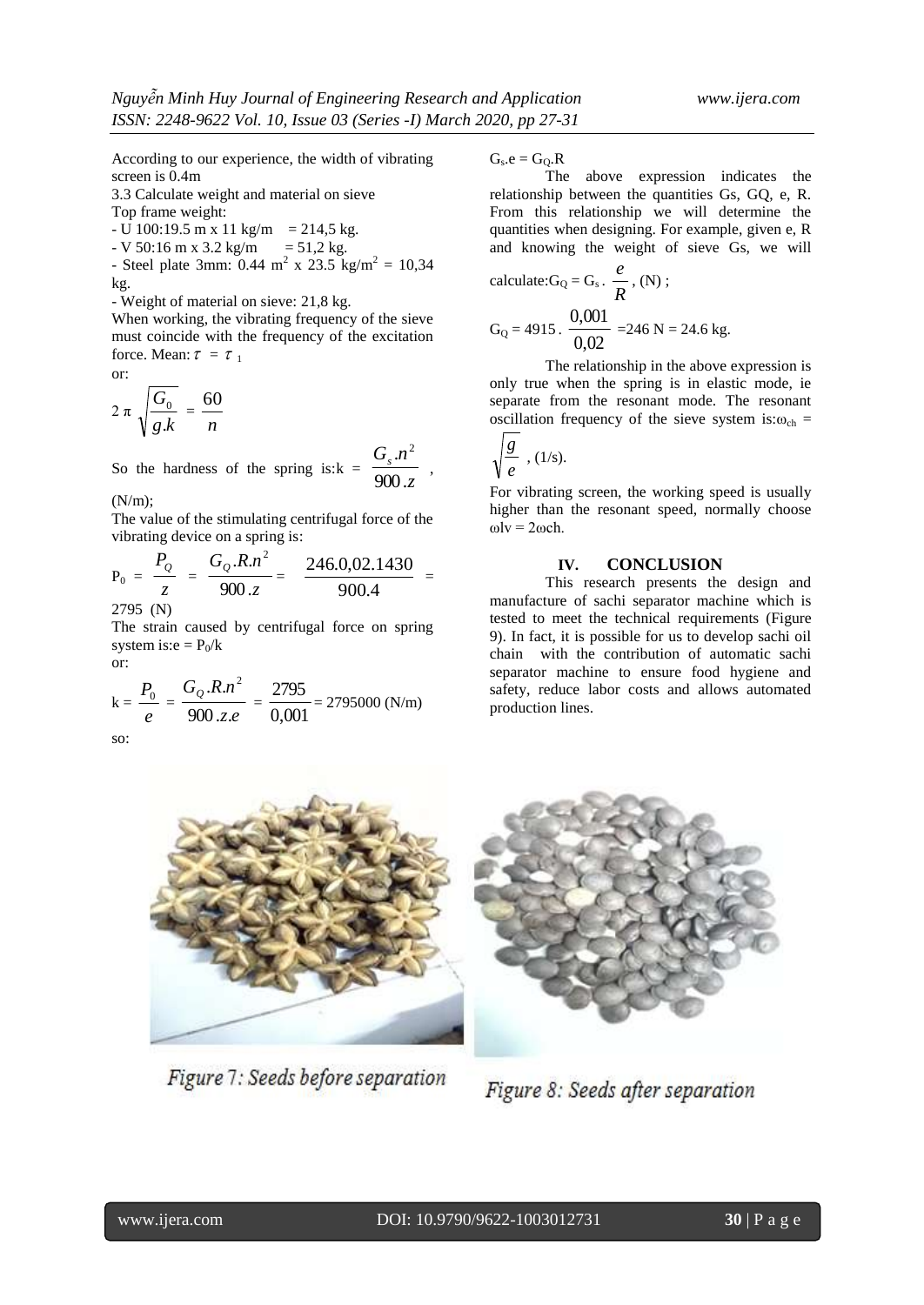According to our experience, the width of vibrating screen is 0.4m

3.3 Calculate weight and material on sieve

Top frame weight:

- U 100:19.5 m x 11 kg/m = 214,5 kg.
- V 50:16 m x 3.2 kg/m = 51,2 kg.
- Steel plate 3mm: 0.44 $m^2$ x 23.5 $kg/m^2$ = 10,34 kg.
- Weight of material on sieve: 21,8 kg.

When working, the vibrating frequency of the sieve must coincide with the frequency of the excitation force. Mean: $\tau = \tau_1$

or:

$$2\pi\sqrt{\frac{G_0}{g.k}} = \frac{60}{n}$$

So the hardness of the spring is: $k = \frac{G_s.n^2}{900.z}$, (N/m);

The value of the stimulating centrifugal force of the vibrating device on a spring is:

$$P_0 = \frac{P_Q}{z} = \frac{G_Q.R.n^2}{900.z} = \frac{246.0,02.1430}{900.4} = 2795 \text{ (N)}$$

The strain caused by centrifugal force on spring system is: $e = P_0/k$

or:

$$k = \frac{P_0}{e} = \frac{G_Q.R.n^2}{900.z.e} = \frac{2795}{0,001} = 2795000 \text{ (N/m)}$$

so:

$$G_s.e = G_Q.R$$

The above expression indicates the relationship between the quantities Gs, GQ, e, R. From this relationship we will determine the quantities when designing. For example, given e, R and knowing the weight of sieve Gs, we will calculate: $G_Q = G_s . \frac{e}{R}$, (N) ;

$$G_Q = 4915 . \frac{0,001}{0,02} = 246 \text{ N} = 24.6 \text{ kg}.$$

The relationship in the above expression is only true when the spring is in elastic mode, ie separate from the resonant mode. The resonant oscillation frequency of the sieve system is: $\omega_{ch} = \sqrt{\frac{g}{e}}$, (1/s).

For vibrating screen, the working speed is usually higher than the resonant speed, normally choose $\omega lv = 2\omega ch$.

## IV. CONCLUSION

This research presents the design and manufacture of sachi separator machine which is tested to meet the technical requirements (Figure 9). In fact, it is possible for us to develop sachi oil chain with the contribution of automatic sachi separator machine to ensure food hygiene and safety, reduce labor costs and allows automated production lines.

Figure 7: Seeds before separation

Figure 8: Seeds after separation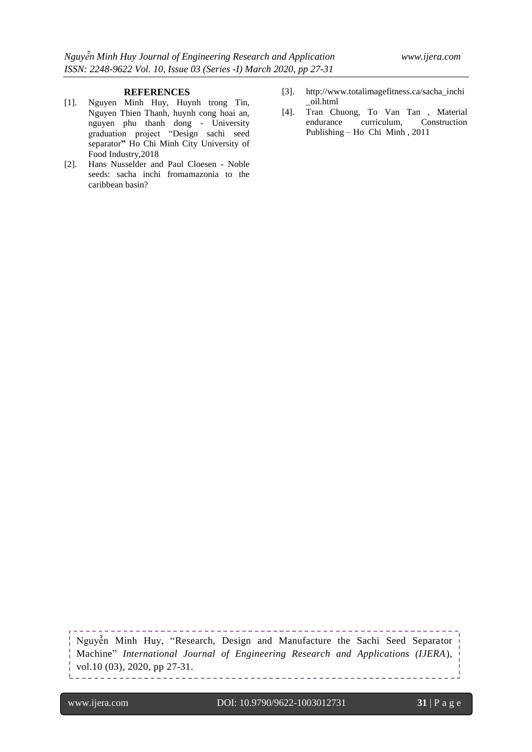## REFERENCES

[1]. Nguyen Minh Huy, Huynh trong Tin, Nguyen Thien Thanh, huynh cong hoai an, nguyen phu thanh dong - University graduation project "Design sachi seed separator**"** Ho Chi Minh City University of Food Industry,2018

[2]. Hans Nusselder and Paul Cloesen - Noble seeds: sacha inchi fromamazonia to the caribbean basin?

[3]. http://www.totalimagefitness.ca/sacha_inchi_oil.html

[4]. Tran Chuong, To Van Tan , Material endurance curriculum, Construction Publishing – Ho Chi Minh , 2011

---

Nguyễn Minh Huy, "Research, Design and Manufacture the Sachi Seed Separator Machine" *International Journal of Engineering Research and Applications (IJERA*), vol.10 (03), 2020, pp 27-31.